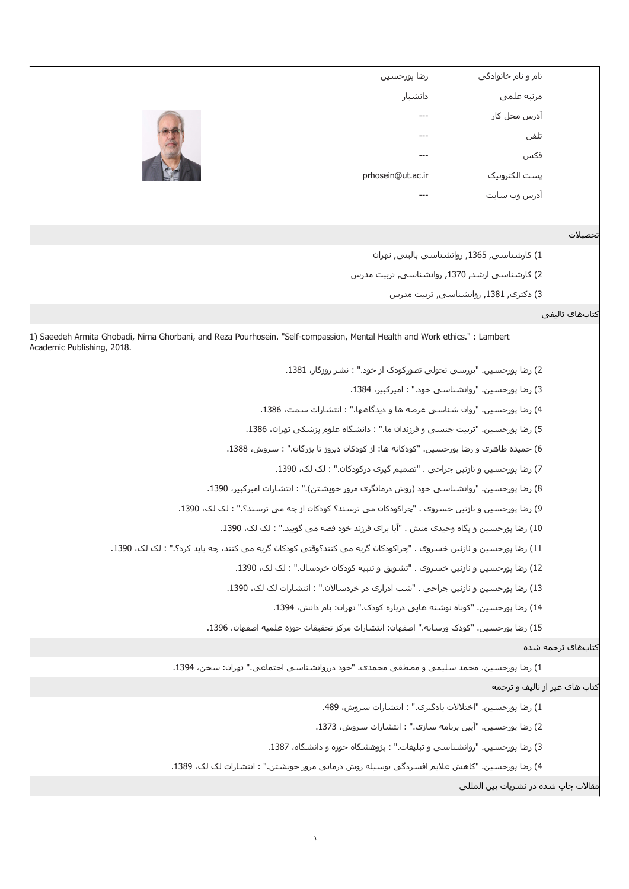| | |
|---|---|
| نام و نام خانوادگی | رضا پورحسین |
| مرتبه علمی | دانشیار |
| آدرس محل کار | --- |
| تلفن | --- |
| فکس | --- |
| پست الکترونیک | prhosein@ut.ac.ir |
| آدرس وب سایت | --- |

## تحصیلات

1) کارشناسی, 1365, روانشناسی بالینی, تهران

2) کارشناسی ارشد, 1370, روانشناسی, تربیت مدرس

3) دکتری, 1381, روانشناسی, تربیت مدرس

## کتاب‌های تالیفی

1) Saeedeh Armita Ghobadi, Nima Ghorbani, and Reza Pourhosein. "Self-compassion, Mental Health and Work ethics." : Lambert Academic Publishing, 2018.

2) رضا پورحسین. "بررسی تحولی تصورکودک از خود." : نشر روزگار، 1381.

3) رضا پورحسین. "روانشناسی خود." : امیرکبیر، 1384.

4) رضا پورحسین. "روان شناسی عرصه ها و دیدگاهها." : انتشارات سمت، 1386.

5) رضا پورحسین. "تربیت جنسی و فرزندان ما." : دانشگاه علوم پزشکی تهران، 1386.

6) حمیده طاهری و رضا پورحسین. "کودکانه ها: از کودکان دیروز تا بزرگان." : سروش، 1388.

7) رضا پورحسین و نازنین جراحی . "تصمیم گیری درکودکان." : لک لک، 1390.

8) رضا پورحسین. "روانشناسی خود (روش درمانگری مرور خویشتن)." : انتشارات امیرکبیر، 1390.

9) رضا پورحسین و نازنین خسروی . "چراکودکان می ترسند؟ کودکان از چه می ترسند؟." : لک لک، 1390.

10) رضا پورحسین و پگاه وحیدی منش . "آیا برای فرزند خود قصه می گویید." : لک لک، 1390.

11) رضا پورحسین و نازنین خسروی . "چراکودکان گریه می کنند؟وقتی کودکان گریه می کنند، چه باید کرد؟." : لک لک، 1390.

12) رضا پورحسین و نازنین خسروی . "تشویق و تنبیه کودکان خردسال." : لک لک، 1390.

13) رضا پورحسین و نازنین جراحی . "شب ادراری در خردسالان." : انتشارات لک لک، 1390.

14) رضا پورحسین. "کوتاه نوشته هایی درباره کودک." تهران: بام دانش، 1394.

15) رضا پورحسین. "کودک ورسانه." اصفهان: انتشارات مرکز تحقیقات حوزه علمیه اصفهان، 1396.

## کتاب‌های ترجمه شده

1) رضا پورحسین، محمد سلیمی و مصطفی محمدی. "خود درروانشناسی اجتماعی." تهران: سخن، 1394.

## کتاب های غیر از تالیف و ترجمه

1) رضا پورحسین. "اختلالات یادگیری." : انتشارات سروش، 489.

2) رضا پورحسین. "آیین برنامه سازی." : انتشارات سروش، 1373.

3) رضا پورحسین. "روانشناسی و تبلیغات." : پژوهشگاه حوزه و دانشگاه، 1387.

4) رضا پورحسین. "کاهش علایم افسردگی بوسیله روش درمانی مرور خویشتن." : انتشارات لک لک، 1389.

## مقالات چاپ شده در نشریات بین المللی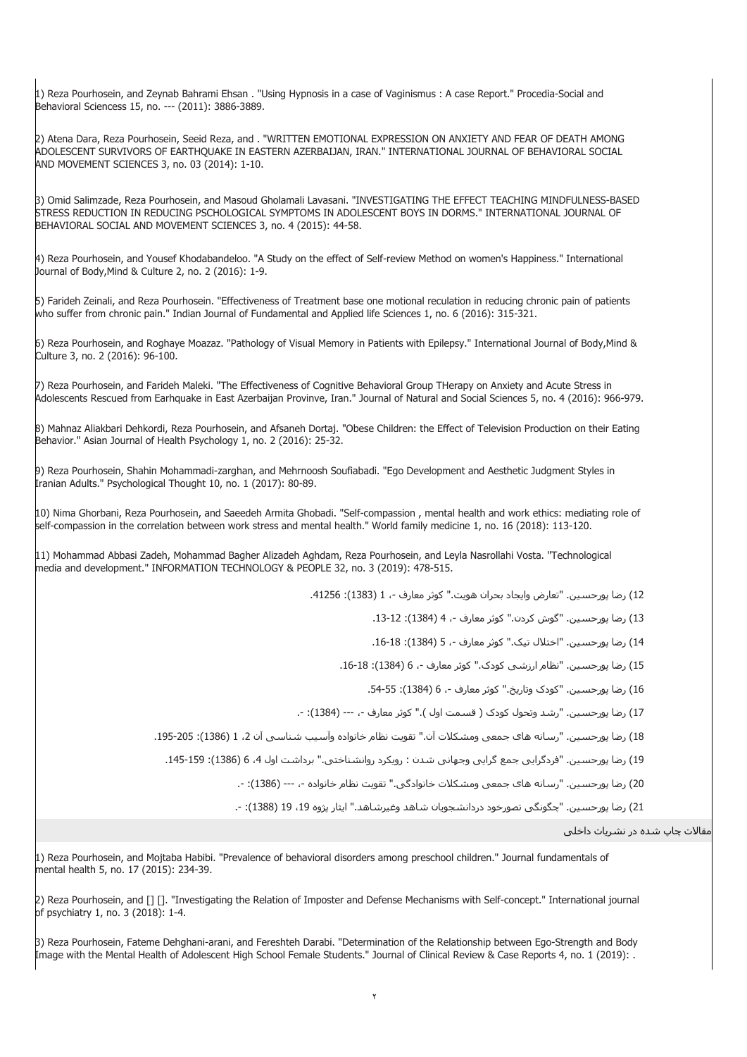1) Reza Pourhosein, and Zeynab Bahrami Ehsan . "Using Hypnosis in a case of Vaginismus : A case Report." Procedia-Social and Behavioral Sciencess 15, no. --- (2011): 3886-3889.

2) Atena Dara, Reza Pourhosein, Seeid Reza, and . "WRITTEN EMOTIONAL EXPRESSION ON ANXIETY AND FEAR OF DEATH AMONG ADOLESCENT SURVIVORS OF EARTHQUAKE IN EASTERN AZERBAIJAN, IRAN." INTERNATIONAL JOURNAL OF BEHAVIORAL SOCIAL AND MOVEMENT SCIENCES 3, no. 03 (2014): 1-10.

3) Omid Salimzade, Reza Pourhosein, and Masoud Gholamali Lavasani. "INVESTIGATING THE EFFECT TEACHING MINDFULNESS-BASED STRESS REDUCTION IN REDUCING PSCHOLOGICAL SYMPTOMS IN ADOLESCENT BOYS IN DORMS." INTERNATIONAL JOURNAL OF BEHAVIORAL SOCIAL AND MOVEMENT SCIENCES 3, no. 4 (2015): 44-58.

4) Reza Pourhosein, and Yousef Khodabandeloo. "A Study on the effect of Self-review Method on women's Happiness." International Journal of Body,Mind & Culture 2, no. 2 (2016): 1-9.

5) Farideh Zeinali, and Reza Pourhosein. "Effectiveness of Treatment base one motional reculation in reducing chronic pain of patients who suffer from chronic pain." Indian Journal of Fundamental and Applied life Sciences 1, no. 6 (2016): 315-321.

6) Reza Pourhosein, and Roghaye Moazaz. "Pathology of Visual Memory in Patients with Epilepsy." International Journal of Body,Mind & Culture 3, no. 2 (2016): 96-100.

7) Reza Pourhosein, and Farideh Maleki. "The Effectiveness of Cognitive Behavioral Group THerapy on Anxiety and Acute Stress in Adolescents Rescued from Earhquake in East Azerbaijan Provinve, Iran." Journal of Natural and Social Sciences 5, no. 4 (2016): 966-979.

8) Mahnaz Aliakbari Dehkordi, Reza Pourhosein, and Afsaneh Dortaj. "Obese Children: the Effect of Television Production on their Eating Behavior." Asian Journal of Health Psychology 1, no. 2 (2016): 25-32.

9) Reza Pourhosein, Shahin Mohammadi-zarghan, and Mehrnoosh Soufiabadi. "Ego Development and Aesthetic Judgment Styles in Iranian Adults." Psychological Thought 10, no. 1 (2017): 80-89.

10) Nima Ghorbani, Reza Pourhosein, and Saeedeh Armita Ghobadi. "Self-compassion , mental health and work ethics: mediating role of self-compassion in the correlation between work stress and mental health." World family medicine 1, no. 16 (2018): 113-120.

11) Mohammad Abbasi Zadeh, Mohammad Bagher Alizadeh Aghdam, Reza Pourhosein, and Leyla Nasrollahi Vosta. "Technological media and development." INFORMATION TECHNOLOGY & PEOPLE 32, no. 3 (2019): 478-515.

12) رضا پورحسین. "تعارض وایجاد بحران هویت." کوثر معارف -، 1 (1383): 41256.

13) رضا پورحسین. "گوش کردن." کوثر معارف -، 4 (1384): 12-13.

14) رضا پورحسین. "اختلال تیک." کوثر معارف -، 5 (1384): 18-16.

15) رضا پورحسین. "نظام ارزشی کودک." کوثر معارف -، 6 (1384): 18-16.

16) رضا پورحسین. "کودک وتاریخ." کوثر معارف -، 6 (1384): 55-54.

17) رضا پورحسین. "رشد وتحول کودک ( قسمت اول )." کوثر معارف -، --- (1384): -.

18) رضا پورحسین. "رسانه های جمعی ومشکلات آن." تقویت نظام خانواده وآسیب شناسی آن 2، 1 (1386): 205-195.

19) رضا پورحسین. "فردگرایی جمع گرایی وجهانی شدن : رویکرد روانشناختی." برداشت اول 4، 6 (1386): 159-145.

20) رضا پورحسین. "رسانه های جمعی ومشکلات خانوادگی." تقویت نظام خانواده -، --- (1386): -.

21) رضا پورحسین. "چگونگی تصورخود دردانشجویان شاهد وغیرشاهد." ایثار پژوه 19، 19 (1388): -.

## مقالات چاپ شده در نشریات داخلی

1) Reza Pourhosein, and Mojtaba Habibi. "Prevalence of behavioral disorders among preschool children." Journal fundamentals of mental health 5, no. 17 (2015): 234-39.

2) Reza Pourhosein, and [] []. "Investigating the Relation of Imposter and Defense Mechanisms with Self-concept." International journal of psychiatry 1, no. 3 (2018): 1-4.

3) Reza Pourhosein, Fateme Dehghani-arani, and Fereshteh Darabi. "Determination of the Relationship between Ego-Strength and Body Image with the Mental Health of Adolescent High School Female Students." Journal of Clinical Review & Case Reports 4, no. 1 (2019): .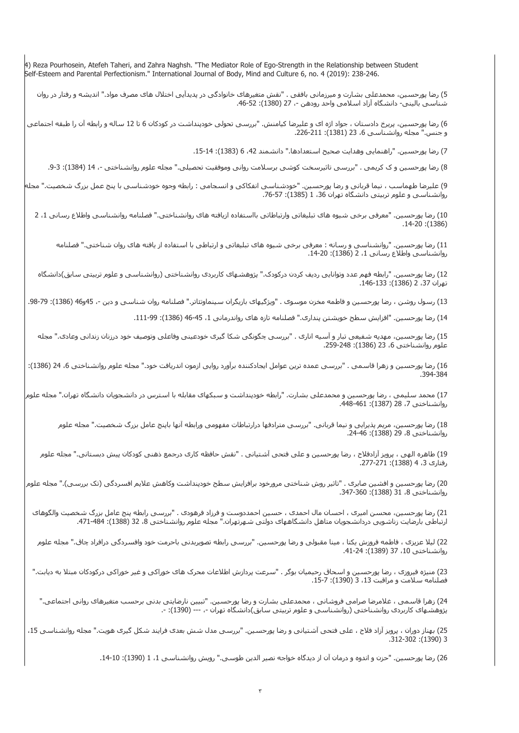4) Reza Pourhosein, Atefeh Taheri, and Zahra Naghsh. "The Mediator Role of Ego-Strength in the Relationship between Student Self-Esteem and Parental Perfectionism." International Journal of Body, Mind and Culture 6, no. 4 (2019): 238-246.

5) رضا پورحسین، محمدعلی بشارت و میرزمانی بافقی . "نقش متغیرهای خانوادگی در پدیدآیی اختلال های مصرف مواد." اندیشه و رفتار در روان شناسی بالینی- دانشگاه آزاد اسلامی واحد رودهن -، 27 (1380): 52-46.

6) رضا پورحسین، پریرخ دادستان ، جواد اژه ای و علیرضا کیامنش. "بررسی تحولی خودپنداشت در کودکان 6 تا 12 ساله و رابطه آن را طبقه اجتماعی و جنس." مجله روانشناسی 6، 23 (1381): 211-226.

7) رضا پورحسین. "راهنمایی وهدایت صحیح استعدادها." دانشمند 42، 6 (1383): 14-15.

8) رضا پورحسین و ک کریمی . "بررسی تاثیرسخت کوشی برسلامت روانی وموفقیت تحصیلی." مجله علوم روانشناختی -، 14 (1384): 3-9.

9) علیرضا طهماسب ، نیما قربانی و رضا پورحسین. "خودشناسی انفکاکی و انسجامی : رابطه وجوه خودشناسی با پنج عمل بزرگ شخصیت." مجله روانشناسی و علوم تربیتی دانشگاه تهران 36، 1 (1385): 57-76.

10) رضا پورحسین. "معرفی برخی شیوه های تبلیغاتی وارتباطاتی بااستفاده ازیافته های روانشناختی." فصلنامه روانشناسی واطلاع رسانی 1، 2 (1386): 14-20.

11) رضا پورحسین. "روانشناسی و رسانه : معرفی برخی شیوه های تبلیغاتی و ارتباطی با استفاده از یافته های روان شناختی." فصلنامه روانشناسی واطلاع رسانی 1، 2 (1386): 20-14.

12) رضا پورحسین. "رابطه فهم عدد وتوانایی ردیف کردن درکودک." پژوهشهای کاربردی روانشناختی (روانشناسی و علوم تربیتی سابق)دانشگاه تهران 37، 2 (1386): 133-146.

13) رسول روشن ، رضا پورحسین و فاطمه مخزن موسوی . "ویژگیهای بازیگران سینماوتئاتر." فصلنامه روان شناسی و دین -، 45و46 (1386): 79-98.

14) رضا پورحسین. "افزایش سطح خویشتن پنداری." فصلنامه تازه های رواندرمانی 1، 45-46 (1386): 99-111.

15) رضا پورحسین، مهدیه شفیعی تبار و آسیه اناری . "بررسی چگونگی شکل گیری خودعینی وفاعلی وتوصیف خود درزنان زندانی وعادی." مجله علوم روانشناختی 6، 23 (1386): 248-259.

16) رضا پورحسین و زهرا قاسمی . "بررسی عمده ترین عوامل ایجادکننده برآورد روایی ازمون اندریافت خود." مجله علوم روانشناختی 6، 24 (1386): 384-394.

17) محمد سلیمی ، رضا پورحسین و محمدعلی بشارت. "رابطه خودپنداشت و سبکهای مقابله با استرس در دانشجویان دانشگاه تهران." مجله علوم روانشناختی 7، 28 (1387): 461-448.

18) رضا پورحسین، مریم پذیرایی و نیما قربانی. "بررسی مترادفها درارتباطات مفهومی ورابطه آنها باپنج عامل بزرگ شخصیت." مجله علوم روانشناختی 8، 29 (1388): 46-24.

19) طاهره الهی ، پرویز آزادفلاح ، رضا پورحسین و علی فتحی آشتیانی . "نقش حافظه کاری درجمع ذهنی کودکان پیش دبستانی." مجله علوم رفتاری 3، 4 (1388): 271-277.

20) رضا پورحسین و افشین صابری . "تاثیر روش شناختی مرورخود برافزایش سطح خودپنداشت وکاهش علایم افسردگی (تک بررسی)." مجله علوم روانشناختی 8، 31 (1388): 360-347.

21) رضا پورحسین، محسن امیری ، احسان مال احمدی ، حسین احمددوست و فرزاد فرهودی . "بررسی رابطه پنج عامل بزرگ شخصیت والگوهای ارتباطی بارضایت زناشویی دردانشجویان متاهل دانشگاههای دولتی شهرتهران." مجله علوم روانشناختی 8، 32 (1388): 484-471.

22) لیلا عزیزی ، فاطمه فروزش یکتا ، مینا مقبولی و رضا پورحسین. "بررسی رابطه تصویربدنی باحرمت خود وافسردگی درافراد چاق." مجله علوم روانشناختی 10، 37 (1389): 24-41.

23) منیژه فیروزی ، رضا پورحسین و اسحاق رحیمیان بوگر . "سرعت پردازش اطلاعات محرک های خوراکی و غیر خوراکی درکودکان مبتلا به دیابت." فصلنامه سلامت و مراقبت 13، 3 (1390): 7-15.

24) زهرا قاسمی ، غلامرضا صرامی فروشانی ، محمدعلی بشارت و رضا پورحسین. "تبیین نارضایتی بدنی برحسب متغیرهای روانی اجتماعی." پژوهشهای کاربردی روانشناختی (روانشناسی و علوم تربیتی سابق)دانشگاه تهران -، --- (1390): -.

25) بهناز دوران ، پرویز آزاد فلاح ، علی فتحی آشتیانی و رضا پورحسین. "بررسی مدل شش بعدی فرایند شکل گیری هویت." مجله روانشناسی 15، 3 (1390): 302-312.

26) رضا پورحسین. "حزن و اندوه و درمان آن از دیدگاه خواجه نصیر الدین طوسی." رویش روانشناسی 1، 1 (1390): 10-14.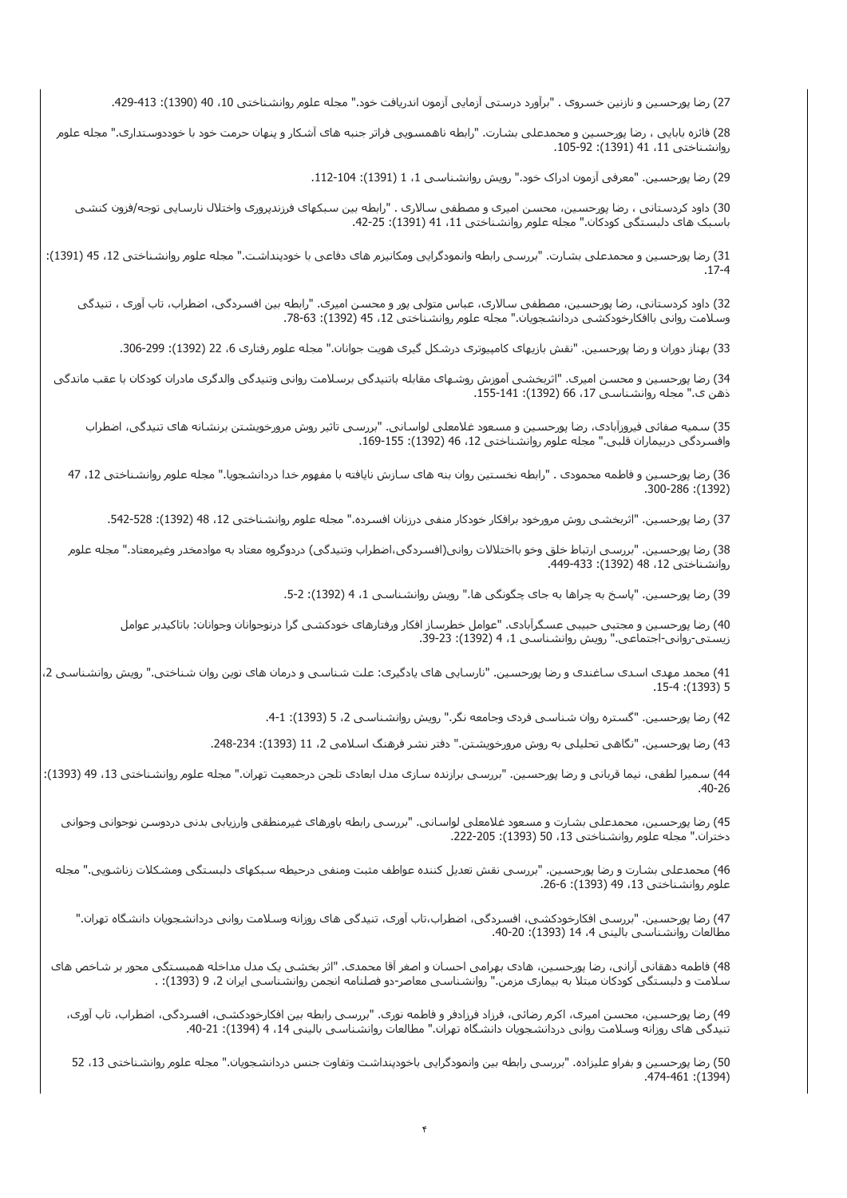27) رضا پورحسین و نازنین خسروی . "برآورد درستی آزمایی آزمون اندریافت خود." مجله علوم روانشناختی 10، 40 (1390): 413-429.

28) فائزه بابایی ، رضا پورحسین و محمدعلی بشارت. "رابطه ناهمسویی فراتر جنبه های آشکار و پنهان حرمت خود با خوددوستداری." مجله علوم روانشناختی 11، 41 (1391): 92-105.

29) رضا پورحسین. "معرفی آزمون ادراک خود." رویش روانشناسی 1، 1 (1391): 104-112.

30) داود کردستانی ، رضا پورحسین، محسن امیری و مصطفی سالاری . "رابطه بین سبکهای فرزندپروری واختلال نارسایی توجه/فزون کنشی باسبک های دلبستگی کودکان." مجله علوم روانشناختی 11، 41 (1391): 25-42.

31) رضا پورحسین و محمدعلی بشارت. "بررسی رابطه وانمودگرایی ومکانیزم های دفاعی با خودپنداشت." مجله علوم روانشناختی 12، 45 (1391): 4-17.

32) داود کردستانی، رضا پورحسین، مصطفی سالاری، عباس متولی پور و محسن امیری. "رابطه بین افسردگی، اضطراب، تاب آوری ، تنیدگی وسلامت روانی باافکارخودکشی دردانشجویان." مجله علوم روانشناختی 12، 45 (1392): 63-78.

33) بهناز دوران و رضا پورحسین. "نقش بازیهای کامپیوتری درشکل گیری هویت جوانان." مجله علوم رفتاری 6، 22 (1392): 299-306.

34) رضا پورحسین و محسن امیری. "اثربخشی آموزش روشهای مقابله باتنیدگی برسلامت روانی وتنیدگی والدگری مادران کودکان با عقب ماندگی ذهن ی." مجله روانشناسی 17، 66 (1392): 141-155.

35) سمیه صفائی فیروزآبادی، رضا پورحسین و مسعود غلامعلی لواسانی. "بررسی تاثیر روش مرورخویشتن برنشانه های تنیدگی، اضطراب وافسردگی دربیماران قلبی." مجله علوم روانشناختی 12، 46 (1392): 155-169.

36) رضا پورحسین و فاطمه محمودی . "رابطه نخستین روان بنه های سازش نایافته با مفهوم خدا دردانشجویا." مجله علوم روانشناختی 12، 47 (1392): 286-300.

37) رضا پورحسین. "اثربخشی روش مرورخود برافکار خودکار منفی درزنان افسرده." مجله علوم روانشناختی 12، 48 (1392): 528-542.

38) رضا پورحسین. "بررسی ارتباط خلق وخو بااختلالات روانی(افسردگی،اضطراب وتنیدگی) دردوگروه معتاد به موادمخدر وغیرمعتاد." مجله علوم روانشناختی 12، 48 (1392): 433-449.

39) رضا پورحسین. "پاسخ به چراها به جای چگونگی ها." رویش روانشناسی 1، 4 (1392): 2-5.

40) رضا پورحسین و مجتبی حبیبی عسگرآبادی. "عوامل خطرساز افکار ورفتارهای خودکشی گرا درنوجوانان وجوانان: باتاکیدبر عوامل زیستی-روانی-اجتماعی." رویش روانشناسی 1، 4 (1392): 23-39.

41) محمد مهدی اسدی ساغندی و رضا پورحسین. "نارسایی های یادگیری: علت شناسی و درمان های نوین روان شناختی." رویش روانشناسی 2، 5 (1393): 4-15.

42) رضا پورحسین. "گستره روان شناسی فردی وجامعه نگر." رویش روانشناسی 2، 5 (1393): 1-4.

43) رضا پورحسین. "نگاهی تحلیلی به روش مرورخویشتن." دفتر نشر فرهنگ اسلامی 2، 11 (1393): 234-248.

44) سمیرا لطفی، نیما قربانی و رضا پورحسین. "بررسی برازنده سازی مدل ابعادی تلجن درجمعیت تهران." مجله علوم روانشناختی 13، 49 (1393): 26-40.

45) رضا پورحسین، محمدعلی بشارت و مسعود غلامعلی لواسانی. "بررسی رابطه باورهای غیرمنطقی وارزیابی بدنی دردوسن نوجوانی وجوانی دختران." مجله علوم روانشناختی 13، 50 (1393): 205-222.

46) محمدعلی بشارت و رضا پورحسین. "بررسی نقش تعدیل کننده عواطف مثبت ومنفی درحیطه سبکهای دلبستگی ومشکلات زناشویی." مجله علوم روانشناختی 13، 49 (1393): 6-26.

47) رضا پورحسین. "بررسی افکارخودکشی، افسردگی، اضطراب،تاب آوری، تنیدگی های روزانه وسلامت روانی دردانشجویان دانشگاه تهران." مطالعات روانشناسی بالینی 4، 14 (1393): 20-40.

48) فاطمه دهقانی آرانی، رضا پورحسین، هادی بهرامی احسان و اصغر آقا محمدی. "اثر بخشی یک مدل مداخله همبستگی محور بر شاخص های سلامت و دلبستگی کودکان مبتلا به بیماری مزمن." روانشناسی معاصر-دو فصلنامه انجمن روانشناسی ایران 2، 9 (1393): .

49) رضا پورحسین، محسن امیری، اکرم رضائی، فرزاد فرزادفر و فاطمه نوری. "بررسی رابطه بین افکارخودکشی، افسردگی، اضطراب، تاب آوری، تنیدگی های روزانه وسلامت روانی دردانشجویان دانشگاه تهران." مطالعات روانشناسی بالینی 14، 4 (1394): 21-40.

50) رضا پورحسین و بفراو علیزاده. "بررسی رابطه بین وانمودگرایی باخودپنداشت وتفاوت جنس دردانشجویان." مجله علوم روانشناختی 13، 52 (1394): 461-474.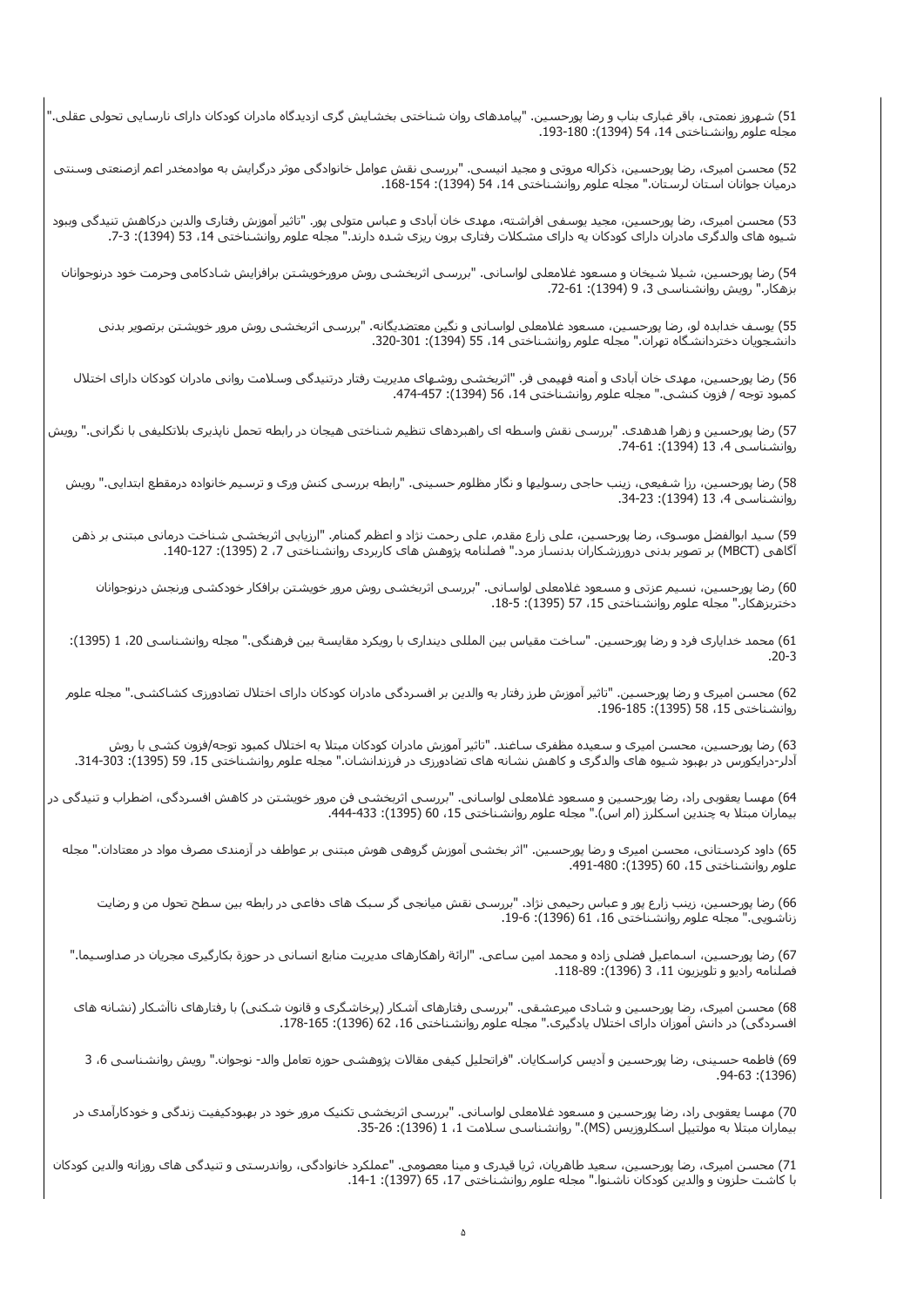51) شهروز نعمتی، باقر غباری بناب و رضا پورحسین. "پیامدهای روان شناختی بخشایش گری ازدیدگاه مادران کودکان دارای نارسایی تحولی عقلی." مجله علوم روانشناختی 14، 54 (1394): 180-193.

52) محسن امیری، رضا پورحسین، ذکراله مروتی و مجید انیسی. "بررسی نقش عوامل خانوادگی موثر درگرایش به موادمخدر اعم ازصنعتی وسنتی درمیان جوانان استان لرستان." مجله علوم روانشناختی 14، 54 (1394): 154-168.

53) محسن امیری، رضا پورحسین، مجید یوسفی افراشته، مهدی خان آبادی و عباس متولی پور. "تاثیر آموزش رفتاری والدین درکاهش تنیدگی وبهود شیوه های والدگری مادران دارای کودکان به دارای مشکلات رفتاری برون ریزی شده دارند." مجله علوم روانشناختی 14، 53 (1394): 3-7.

54) رضا پورحسین، شیلا شیخان و مسعود غلامعلی لواسانی. "بررسی اثربخشی روش مرورخویشتن برافزایش شادکامی وحرمت خود درنوجوانان بزهکار." رویش روانشناسی 3، 9 (1394): 61-72.

55) یوسف خدابده لو، رضا پورحسین، مسعود غلامعلی لواسانی و نگین معتضدیگانه. "بررسی اثربخشی روش مرور خویشتن برتصویر بدنی دانشجویان دختردانشگاه تهران." مجله علوم روانشناختی 14، 55 (1394): 301-320.

56) رضا پورحسین، مهدی خان آبادی و آمنه فهیمی فر. "اثربخشی روشهای مدیریت رفتار درتنیدگی وسلامت روانی مادران کودکان دارای اختلال کمبود توجه / فزون کنشی." مجله علوم روانشناختی 14، 56 (1394): 457-474.

57) رضا پورحسین و زهرا هدهدی. "بررسی نقش واسطه ای راهبردهای تنظیم شناختی هیجان در رابطه تحمل ناپذیری بلاتکلیفی با نگرانی." رویش روانشناسی 4، 13 (1394): 61-74.

58) رضا پورحسین، رزا شفیعی، زینب حاجی رسولیها و نگار مظلوم حسینی. "رابطه بررسی کنش وری و ترسیم خانواده درمقطع ابتدایی." رویش روانشناسی 4، 13 (1394): 23-34.

59) سید ابوالفضل موسوی، رضا پورحسین، علی زارع مقدم، علی رحمت نژاد و اعظم گمنام. "ارزیابی اثربخشی شناخت درمانی مبتنی بر ذهن آگاهی (MBCT) بر تصویر بدنی دوررزشکاران بدنساز مرد." فصلنامه پژوهش های کاربردی روانشناختی 7، 2 (1395): 127-140.

60) رضا پورحسین، نسیم عزتی و مسعود غلامعلی لواسانی. "بررسی اثربخشی روش مرور خویشتن برافکار خودکشی ورنجش درنوجوانان دختربزهکار." مجله علوم روانشناختی 15، 57 (1395): 5-18.

61) محمد خدایاری فرد و رضا پورحسین. "ساخت مقیاس بین المللی دینداری با رویکرد مقایسهٔ بین فرهنگی." مجله روانشناسی 20، 1 (1395): 3-20.

62) محسن امیری و رضا پورحسین. "تاثیر آموزش طرز رفتار به والدین بر افسردگی مادران کودکان دارای اختلال تضادورزی کشاکشی." مجله علوم روانشناختی 15، 58 (1395): 185-196.

63) رضا پورحسین، محسن امیری و سعیده مظفری ساغند. "تاثیر آموزش مادران کودکان مبتلا به اختلال کمبود توجه/فزون کشی با روش آدلر-درایکورس در بهبود شیوه های والدگری و کاهش نشانه های تضادورزی در فرزندانشان." مجله علوم روانشناختی 15، 59 (1395): 303-314.

64) مهسا یعقوبی راد، رضا پورحسین و مسعود غلامعلی لواسانی. "بررسی اثربخشی فن مرور خویشتن در کاهش افسردگی، اضطراب و تنیدگی در بیماران مبتلا به چندین اسکلرز (ام اس)." مجله علوم روانشناختی 15، 60 (1395): 433-444.

65) داود کردستانی، محسن امیری و رضا پورحسین. "اثر بخشی آموزش گروهی هوش مبتنی بر عواطف در آزمندی مصرف مواد در معتادان." مجله علوم روانشناختی 15، 60 (1395): 480-491.

66) رضا پورحسین، زینب زارع پور و عباس رحیمی نژاد. "بررسی نقش میانجی گر سبک های دفاعی در رابطه بین سطح تحول من و رضایت زناشویی." مجله علوم روانشناختی 16، 61 (1396): 6-19.

67) رضا پورحسین، اسماعیل فضلی زاده و محمد امین ساعی. "ارائهٔ راهکارهای مدیریت منابع انسانی در حوزهٔ بکارگیری مجریان در صداوسیما." فصلنامه رادیو و تلویزیون 11، 3 (1396): 89-118.

68) محسن امیری، رضا پورحسین و شادی میرعشقی. "بررسی رفتارهای آشکار (پرخاشگری و قانون شکنی) با رفتارهای ناآشکار (نشانه های افسردگی) در دانش آموزان دارای اختلال یادگیری." مجله علوم روانشناختی 16، 62 (1396): 165-178.

69) فاطمه حسینی، رضا پورحسین و آدیس کراسکایان. "فراتحلیل کیفی مقالات پژوهشی حوزه تعامل والد- نوجوان." رویش روانشناسی 6، 3 (1396): 63-94.

70) مهسا یعقوبی راد، رضا پورحسین و مسعود غلامعلی لواسانی. "بررسی اثربخشی تکنیک مرور خود در بهبودکیفیت زندگی و خودکارآمدی در بیماران مبتلا به مولتیپل اسکلروزیس (MS)." روانشناسی سلامت 1، 1 (1396): 26-35.

71) محسن امیری، رضا پورحسین، سعید طاهریان، ثریا قیدری و مینا معصومی. "عملکرد خانوادگی، رواندرستی و تنیدگی های روزانه والدین کودکان با کاشت حلزون و والدین کودکان ناشنوا." مجله علوم روانشناختی 17، 65 (1397): 1-14.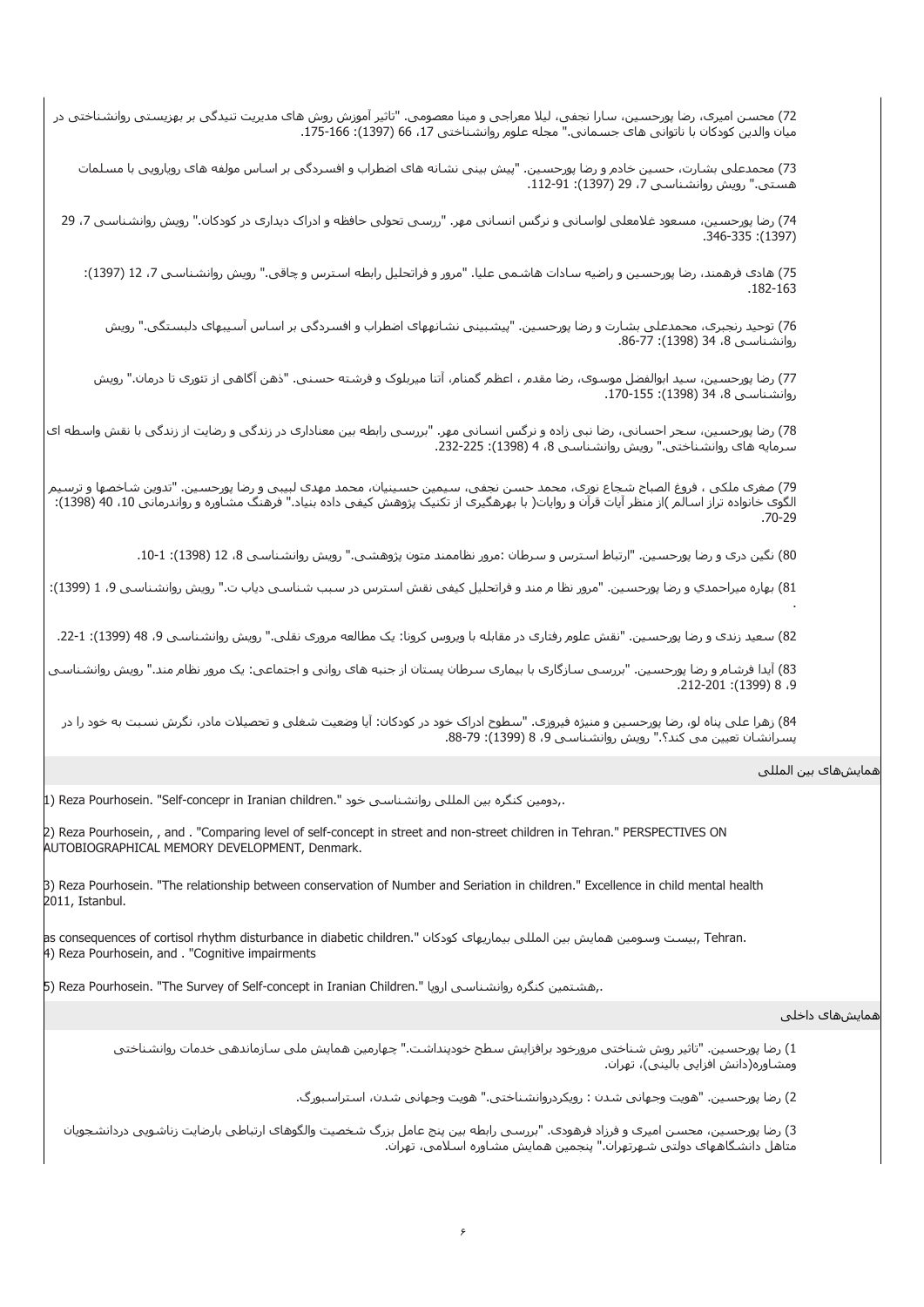72) محسن امیری، رضا پورحسین، سارا نجفی، لیلا معراجی و مینا معصومی. "تاثیر آموزش روش های مدیریت تنیدگی بر بهزیستی روانشناختی در میان والدین کودکان با ناتوانی های جسمانی." مجله علوم روانشناختی 17، 66 (1397): 166-175.

73) محمدعلی بشارت، حسین خادم و رضا پورحسین. "پیش بینی نشانه های اضطراب و افسردگی بر اساس مولفه های رویارویی با مسلمات هستی." رویش روانشناسی 7، 29 (1397): 91-112.

74) رضا پورحسین، مسعود غلامعلی لواسانی و نرگس انسانی مهر. "بررسی تحولی حافظه و ادراک دیداری در کودکان." رویش روانشناسی 7، 29 (1397): 335-346.

75) هادی فرهمند، رضا پورحسین و راضیه سادات هاشمی علیا. "مرور و فراتحلیل رابطه استرس و چاقی." رویش روانشناسی 7، 12 (1397): 163-182.

76) توحید رنجبری، محمدعلی بشارت و رضا پورحسین. "پیشبینی نشانههای اضطراب و افسردگی بر اساس آسیبهای دلبستگی." رویش روانشناسی 8، 34 (1398): 77-86.

77) رضا پورحسین، سید ابوالفضل موسوی، رضا مقدم ، اعظم گمنام، آتنا میربلوک و فرشته حسنی. "ذهن آگاهی از تئوری تا درمان." رویش روانشناسی 8، 34 (1398): 155-170.

78) رضا پورحسین، سحر احسانی، رضا نبی زاده و نرگس انسانی مهر. "بررسی رابطه بین معناداری در زندگی و رضایت از زندگی با نقش واسطه ای سرمایه های روانشناختی." رویش روانشناسی 8، 4 (1398): 225-232.

79) صغری ملکی ، فروغ الصباح شجاع نوری، محمد حسن نجفی، سیمین حسینیان، محمد مهدی لبیبی و رضا پورحسین. "تدوین شاخصها و ترسیم الگوی خانواده تراز اسلام )از منظر آیات قرآن و روایات( با بهرهگیری از تکنیک پژوهش کیفی داده بنیاد." فرهنگ مشاوره و رواندرمانی 10، 40 (1398): 29-70.

80) نگین دری و رضا پورحسین. "ارتباط استرس و سرطان :مرور نظاممند متون پژوهشی." رویش روانشناسی 8، 12 (1398): 1-10.

81) بهاره میراحمدي و رضا پورحسین. "مرور نظا م مند و فراتحلیل کیفی نقش استرس در سبب شناسی دیاب ت." رویش روانشناسی 9، 1 (1399): .

82) سعید زندی و رضا پورحسین. "نقش علوم رفتاری در مقابله با ویروس کرونا: یک مطالعه مروری نقلی." رویش روانشناسی 9، 48 (1399): 1-22.

83) آیدا فرشام و رضا پورحسین. "بررسی سازگاری با بیماری سرطان پستان از جنبه های روانی و اجتماعی: یک مرور نظام مند." رویش روانشناسی 9، 8 (1399): 201-212.

84) زهرا علی پناه لو، رضا پورحسین و منیژه فیروزی. "سطوح ادراک خود در کودکان: آیا وضعیت شغلی و تحصیلات مادر، نگرش نسبت به خود را در پسرانشان تعیین می کند؟." رویش روانشناسی 9، 8 (1399): 79-88.

## همایش‌های بین المللی

1) Reza Pourhosein. "Self-concepr in Iranian children." دومین کنگره بین المللی روانشناسی خود,.

2) Reza Pourhosein, , and . "Comparing level of self-concept in street and non-street children in Tehran." PERSPECTIVES ON AUTOBIOGRAPHICAL MEMORY DEVELOPMENT, Denmark.

3) Reza Pourhosein. "The relationship between conservation of Number and Seriation in children." Excellence in child mental health 2011, Istanbul.

4) Reza Pourhosein, and . "Cognitive impairments as consequences of cortisol rhythm disturbance in diabetic children." بیست وسومین همایش بین المللی بیماریهای کودکان, Tehran.

5) Reza Pourhosein. "The Survey of Self-concept in Iranian Children." هشتمین کنگره روانشناسی اروپا,.

## همایش‌های داخلی

1) رضا پورحسین. "تاثیر روش شناختی مرورخود برافزایش سطح خودپنداشت." چهارمین همایش ملی سازماندهی خدمات روانشناختی ومشاوره(دانش افزایی بالینی)، تهران.

2) رضا پورحسین. "هویت وجهانی شدن : رویکردروانشناختی." هویت وجهانی شدن، استراسبورگ.

3) رضا پورحسین، محسن امیری و فرزاد فرهودی. "بررسی رابطه بین پنج عامل بزرگ شخصیت والگوهای ارتباطی بارضایت زناشویی دردانشجویان متاهل دانشگاههای دولتی شهرتهران." پنجمین همایش مشاوره اسلامی، تهران.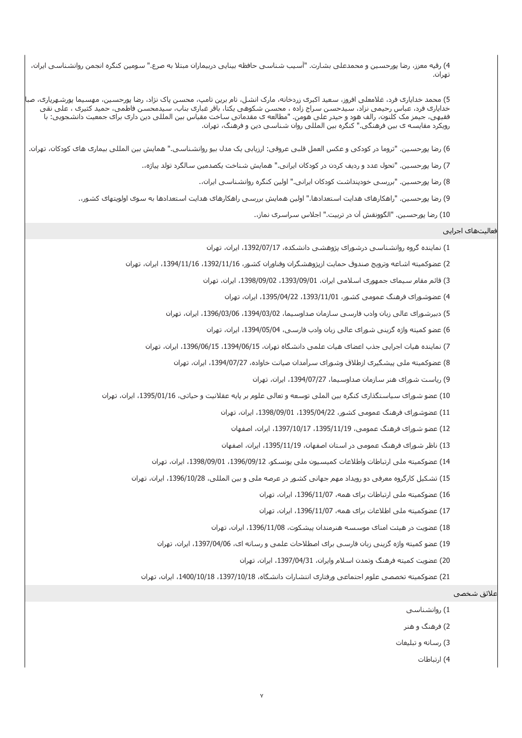4) رقیه معزز، رضا پورحسین و محمدعلی بشارت. "آسیب شناسی حافظه بینایی دربیماران مبتلا به صرع." سومین کنگره انجمن روانشناسی ایران، تهران.

5) محمد خداياری فرد، غلامعلی افروز، سعيد اكبری زردخانه، مارک انشل، تام برين تامپ، محسن پاک نژاد، رضا پورحسين، مهسيما پورشهرياری، صبا خداياری فرد، عباس رحيمی نژاد، سيدحسن سراج زاده ، محسن شكوهی يكتا، باقر غباری بناب، سيدمحسن فاطمی، حميد كثيری ، علی نقی فقيهی، جيمز مک كلنون، رالف هود و حيدر علی هومن. "مطالعه ی مقدماتی ساخت مقياس بين المللی دين داری برای جمعيت دانشجويی: با رويكرد مقايسه ی بين فرهنگی." كنگره بين المللی روان شناسی دين و فرهنگ، تهران.

6) رضا پورحسین. "تروما در کودکی و عکس العمل قلبی عروقی: ارزیابی یک مدل بیو روانشناسی." همایش بین المللی بیماری های کودکان، تهران.

7) رضا پورحسین. "تحول عدد و ردیف کردن در کودکان ایرانی." همایش شناخت یکصدمین سالگرد تولد پیاژه،.

8) رضا پورحسین. "بررسی خودپنداشت کودکان ایرانی." اولین کنگره روانشناسی ایران،.

9) رضا پورحسین. "راهکارهای هدایت استعدادها." اولین همایش بررسی راهکارهای هدایت استعدادها به سوی اولویتهای کشور،.

10) رضا پورحسین. "الگوونقش آن در تربیت." اجلاس سراسری نماز،.

## فعالیت‌های اجرایی

1) نماینده گروه روانشناسی درشورای پژوهشی دانشکده، 1392/07/17، ایران، تهران

2) عضوکمیته اشاعه وترویج صندوق حمایت ازپژوهشگران وفناوران کشور، 1392/11/16، 1394/11/16، ایران، تهران

3) قائم مقام سیمای جمهوری اسلامی ایران، 1393/09/01، 1398/09/02، ایران، تهران

4) عضوشورای فرهنگ عمومی کشور، 1393/11/01، 1395/04/22، ایران، تهران

5) دبیرشورای عالی زبان وادب فارسی سازمان صداوسیما، 1394/03/02، 1396/03/06، ایران، تهران

6) عضو کمیته واژه گزینی شورای عالی زبان وادب فارسی، 1394/05/04، ایران، تهران

7) نماینده هیات اجرایی جذب اعضای هیات علمی دانشگاه تهران، 1394/06/15، 1396/06/15، ایران، تهران

8) عضوکمیته ملی پیشگیری ازطلاق وشورای سرآمدان صیانت خاواده، 1394/07/27، ایران، تهران

9) ریاست شورای هنر سازمان صداوسیما، 1394/07/27، ایران، تهران

10) عضو شورای سیاستگذاری کنگره بین المللی توسعه و تعالی علوم بر پایه عقلانیت و حیاتی، 1395/01/16، ایران، تهران

11) عضوشورای فرهنگ عمومی کشور، 1395/04/22، 1398/09/01، ایران، تهران

12) عضو شورای فرهنگ عمومی، 1395/11/19، 1397/10/17، ایران، اصفهان

13) ناظر شورای فرهنگ عمومی در استان اصفهان، 1395/11/19، ایران، اصفهان

14) عضوکمیته ملی ارتباطات واطلاعات کمیسیون ملی یونسکو، 1396/09/12، 1398/09/01، ایران، تهران

15) تشکیل کارگروه معرفی دو رویداد مهم جهانی کشور در عرصه ملی و بین المللی، 1396/10/28، ایران، تهران

16) عضوکمیته ملی ارتباطات برای همه، 1396/11/07، ایران، تهران

17) عضوکمیته ملی اطلاعات برای همه، 1396/11/07، ایران، تهران

18) عضویت در هیئت امنای موسسه هنرمندان پیشکوت، 1396/11/08، ایران، تهران

19) عضو کمیته واژه گزینی زبان فارسی برای اصطلاحات علمی و رسانه ای، 1397/04/06، ایران، تهران

20) عضویت کمیته فرهنگ وتمدن اسلام وایران، 1397/04/31، ایران، تهران

21) عضوکمیته تخصصی علوم اجتماعی ورفتاری انتشارات دانشگاه، 1397/10/18، 1400/10/18، ایران، تهران

## علائق شخصی

1) روانشناسی

2) فرهنگ و هنر

3) رسانه و تبلیغات

4) ارتباطات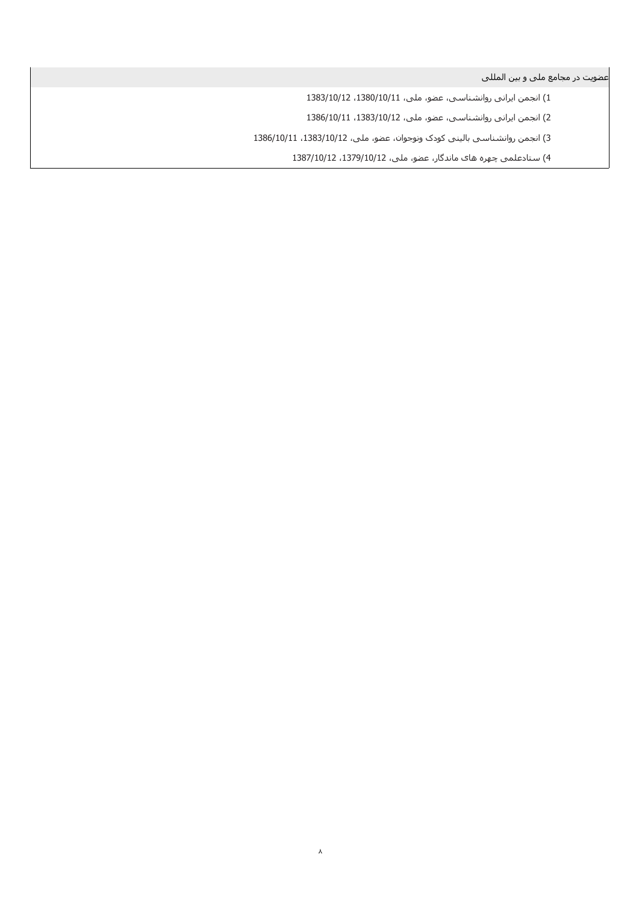## عضویت در مجامع ملی و بین المللی

1) انجمن ایرانی روانشناسی، عضو، ملی، 1380/10/11، 1383/10/12

2) انجمن ایرانی روانشناسی، عضو، ملی، 1383/10/12، 1386/10/11

3) انجمن روانشناسی بالینی کودک ونوجوان، عضو، ملی، 1383/10/12، 1386/10/11

4) ستادعلمی چهره های ماندگار، عضو، ملی، 1379/10/12، 1387/10/12